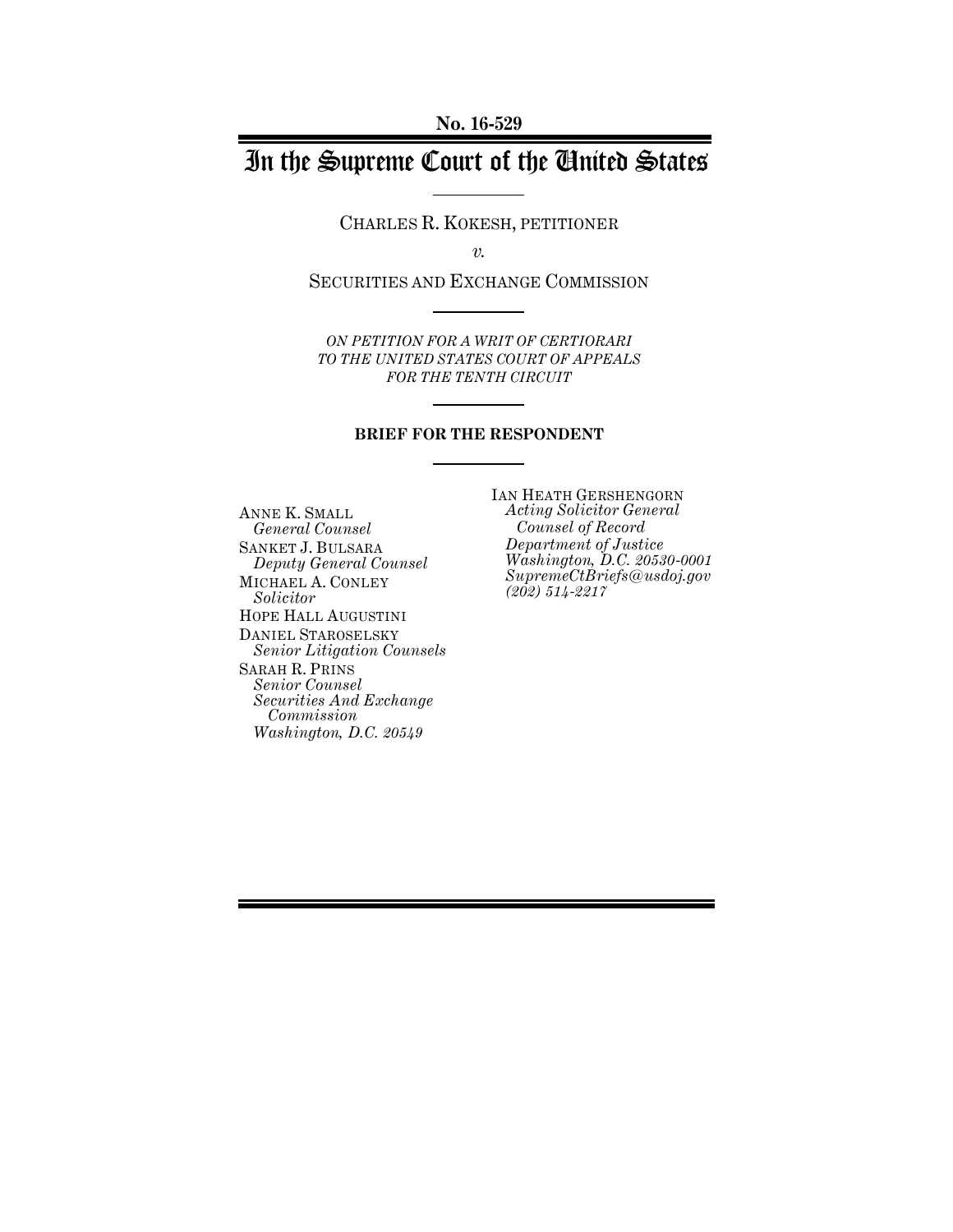No. 16-529

# In the Supreme Court of the United States

CHARLES R. KOKESH, PETITIONER

*v.*

SECURITIES AND EXCHANGE COMMISSION

*ON PETITION FOR A WRIT OF CERTIORARI TO THE UNITED STATES COURT OF APPEALS FOR THE TENTH CIRCUIT*

**BRIEF FOR THE RESPONDENT**

IAN HEATH GERSHENGORN
*Acting Solicitor General*
*Counsel of Record*
*Department of Justice*
*Washington, D.C. 20530-0001*
*SupremeCtBriefs@usdoj.gov*
*(202) 514-2217*

ANNE K. SMALL
*General Counsel*

SANKET J. BULSARA
*Deputy General Counsel*

MICHAEL A. CONLEY
*Solicitor*

HOPE HALL AUGUSTINI

DANIEL STAROSELSKY
*Senior Litigation Counsels*

SARAH R. PRINS
*Senior Counsel*
*Securities And Exchange Commission*
*Washington, D.C. 20549*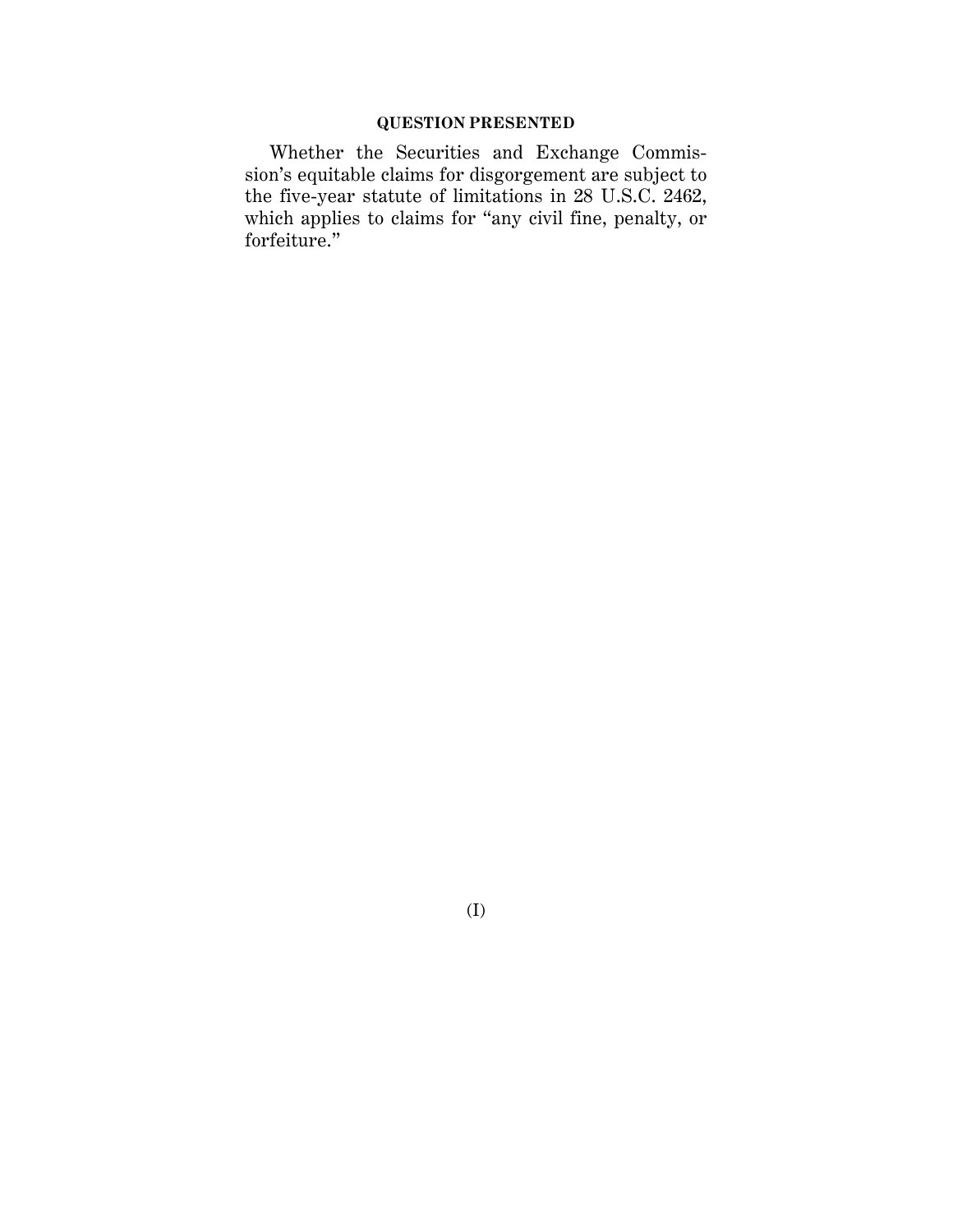## QUESTION PRESENTED

Whether the Securities and Exchange Commission's equitable claims for disgorgement are subject to the five-year statute of limitations in 28 U.S.C. 2462, which applies to claims for "any civil fine, penalty, or forfeiture."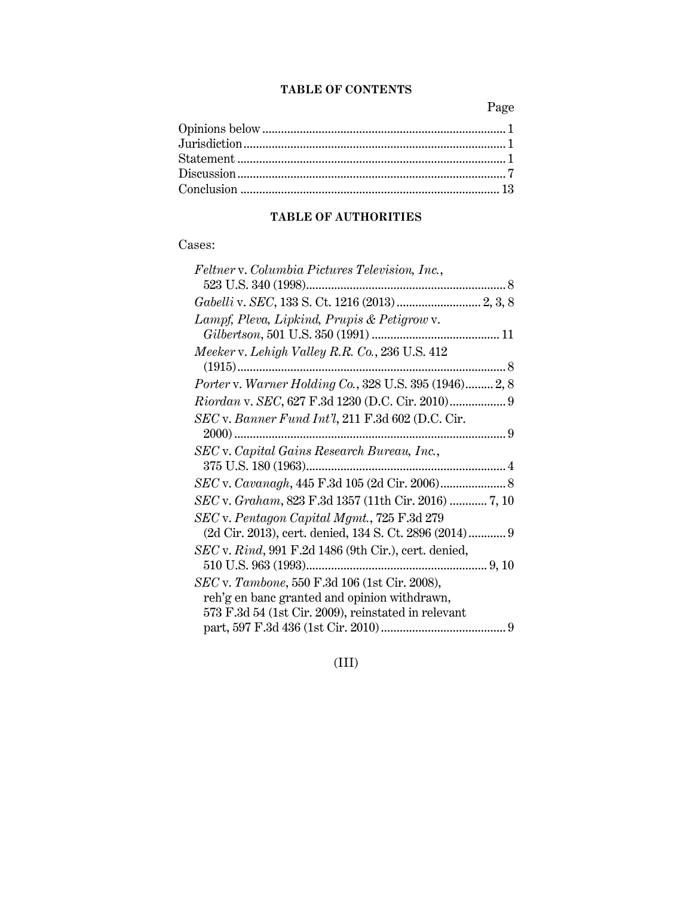## TABLE OF CONTENTS

| | Page |
|---|---|
| Opinions below | 1 |
| Jurisdiction | 1 |
| Statement | 1 |
| Discussion | 7 |
| Conclusion | 13 |

## TABLE OF AUTHORITIES

Cases:

| | |
|---|---|
| *Feltner* v. *Columbia Pictures Television, Inc.*, 523 U.S. 340 (1998) | 8 |
| *Gabelli* v. *SEC*, 133 S. Ct. 1216 (2013) | 2, 3, 8 |
| *Lampf, Pleva, Lipkind, Prupis & Petigrow* v. *Gilbertson*, 501 U.S. 350 (1991) | 11 |
| *Meeker* v. *Lehigh Valley R.R. Co.*, 236 U.S. 412 (1915) | 8 |
| *Porter* v. *Warner Holding Co.*, 328 U.S. 395 (1946) | 2, 8 |
| *Riordan* v. *SEC*, 627 F.3d 1230 (D.C. Cir. 2010) | 9 |
| *SEC* v. *Banner Fund Int'l*, 211 F.3d 602 (D.C. Cir. 2000) | 9 |
| *SEC* v. *Capital Gains Research Bureau, Inc.*, 375 U.S. 180 (1963) | 4 |
| *SEC* v. *Cavanagh*, 445 F.3d 105 (2d Cir. 2006) | 8 |
| *SEC* v. *Graham*, 823 F.3d 1357 (11th Cir. 2016) | 7, 10 |
| *SEC* v. *Pentagon Capital Mgmt.*, 725 F.3d 279 (2d Cir. 2013), cert. denied, 134 S. Ct. 2896 (2014) | 9 |
| *SEC* v. *Rind*, 991 F.2d 1486 (9th Cir.), cert. denied, 510 U.S. 963 (1993) | 9, 10 |
| *SEC* v. *Tambone*, 550 F.3d 106 (1st Cir. 2008), reh'g en banc granted and opinion withdrawn, 573 F.3d 54 (1st Cir. 2009), reinstated in relevant part, 597 F.3d 436 (1st Cir. 2010) | 9 |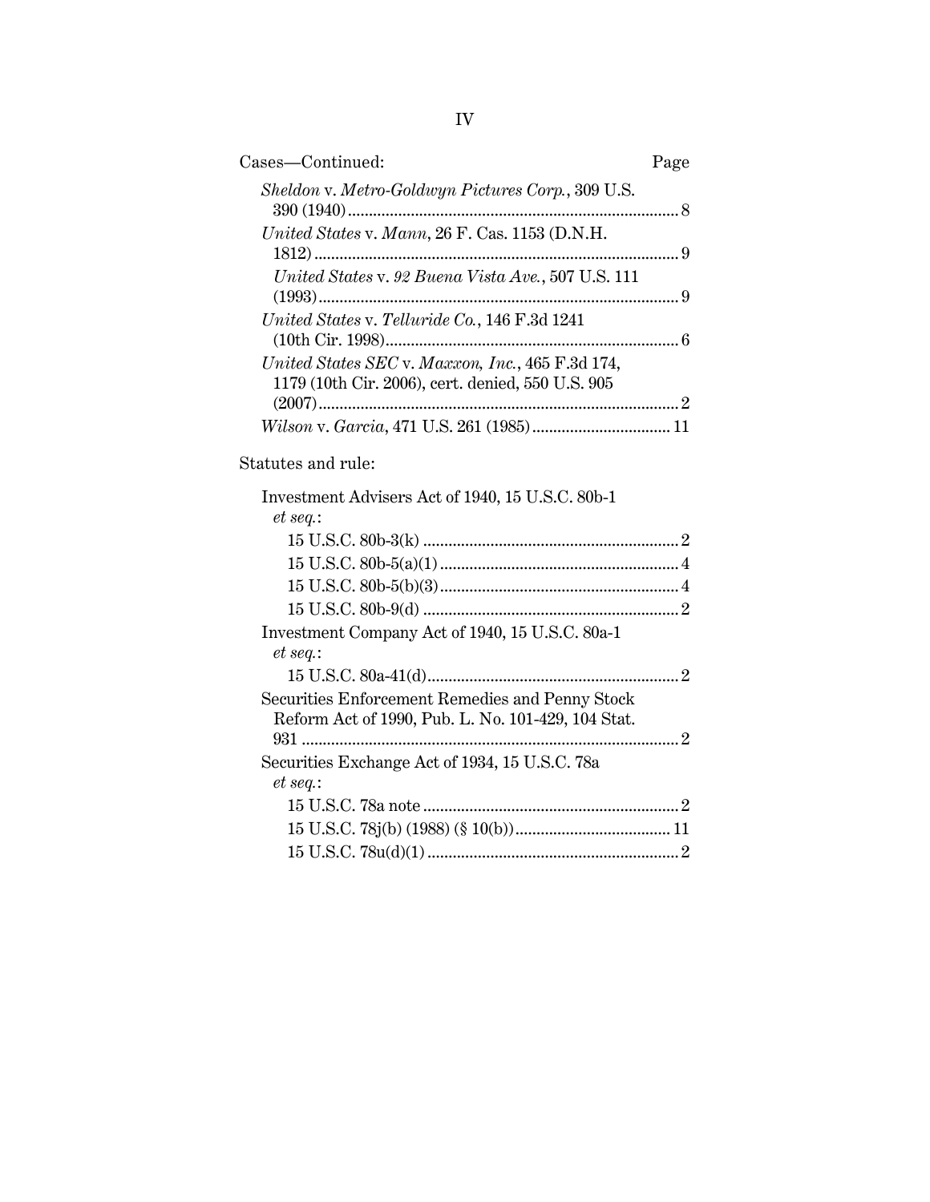Cases—Continued: Page

*Sheldon* v. *Metro-Goldwyn Pictures Corp.*, 309 U.S. 390 (1940) ..... 8

*United States* v. *Mann*, 26 F. Cas. 1153 (D.N.H. 1812) ..... 9

*United States* v. *92 Buena Vista Ave.*, 507 U.S. 111 (1993) ..... 9

*United States* v. *Telluride Co.*, 146 F.3d 1241 (10th Cir. 1998) ..... 6

*United States SEC* v. *Maxxon, Inc.*, 465 F.3d 174, 1179 (10th Cir. 2006), cert. denied, 550 U.S. 905 (2007) ..... 2

*Wilson* v. *Garcia*, 471 U.S. 261 (1985) ..... 11

Statutes and rule:

Investment Advisers Act of 1940, 15 U.S.C. 80b-1 *et seq.*:

- 15 U.S.C. 80b-3(k) ..... 2
- 15 U.S.C. 80b-5(a)(1) ..... 4
- 15 U.S.C. 80b-5(b)(3) ..... 4
- 15 U.S.C. 80b-9(d) ..... 2

Investment Company Act of 1940, 15 U.S.C. 80a-1 *et seq.*:

- 15 U.S.C. 80a-41(d) ..... 2

Securities Enforcement Remedies and Penny Stock Reform Act of 1990, Pub. L. No. 101-429, 104 Stat. 931 ..... 2

Securities Exchange Act of 1934, 15 U.S.C. 78a *et seq.*:

- 15 U.S.C. 78a note ..... 2
- 15 U.S.C. 78j(b) (1988) (§ 10(b)) ..... 11
- 15 U.S.C. 78u(d)(1) ..... 2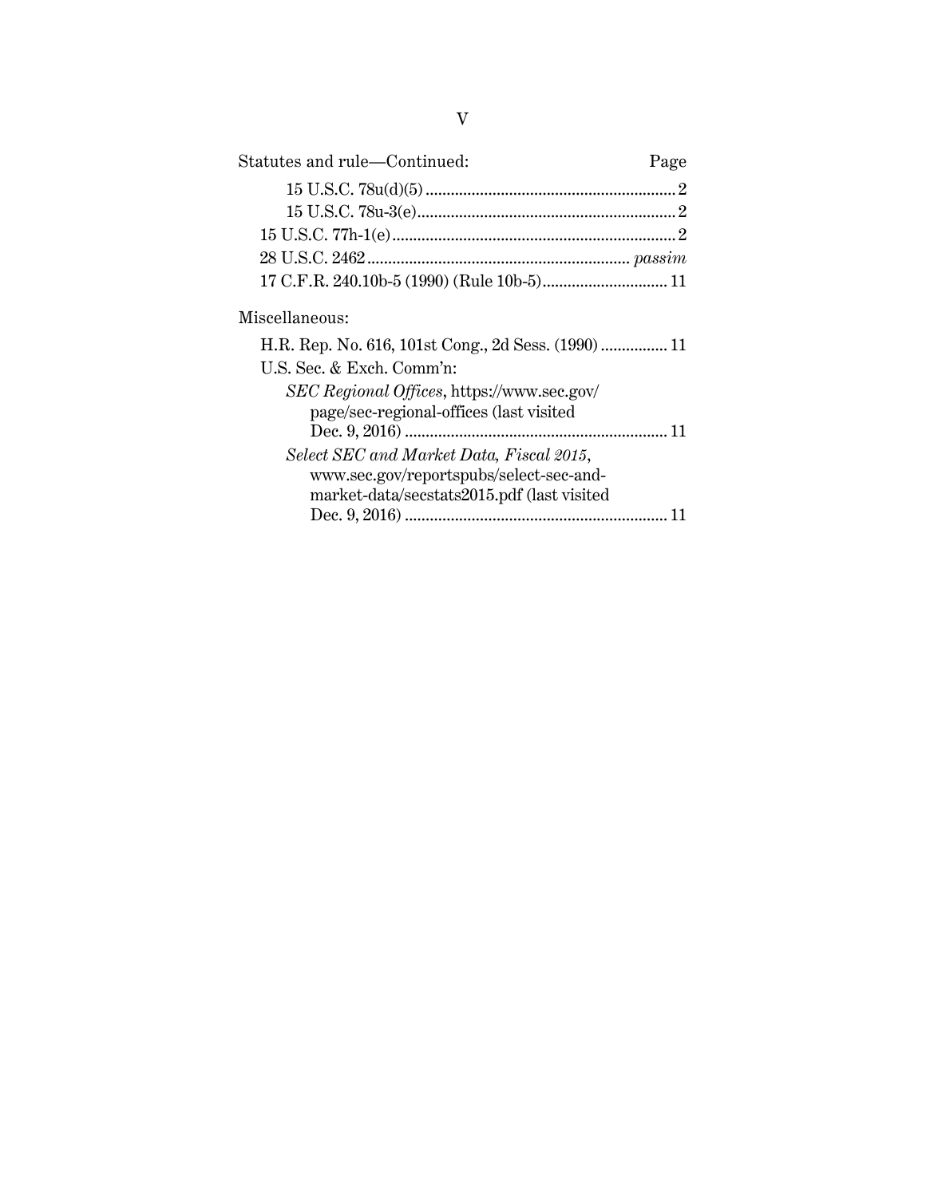Statutes and rule—Continued: Page

- 15 U.S.C. 78u(d)(5) ........................................................... 2
- 15 U.S.C. 78u-3(e)............................................................. 2
- 15 U.S.C. 77h-1(e) ................................................................... 2
- 28 U.S.C. 2462 ............................................................... *passim*
- 17 C.F.R. 240.10b-5 (1990) (Rule 10b-5) ............................. 11

Miscellaneous:

- H.R. Rep. No. 616, 101st Cong., 2d Sess. (1990) ................ 11
- U.S. Sec. & Exch. Comm'n:
  - *SEC Regional Offices*, https://www.sec.gov/page/sec-regional-offices (last visited Dec. 9, 2016) ............................................................... 11
  - *Select SEC and Market Data, Fiscal 2015*, www.sec.gov/reportspubs/select-sec-and-market-data/secstats2015.pdf (last visited Dec. 9, 2016) ............................................................... 11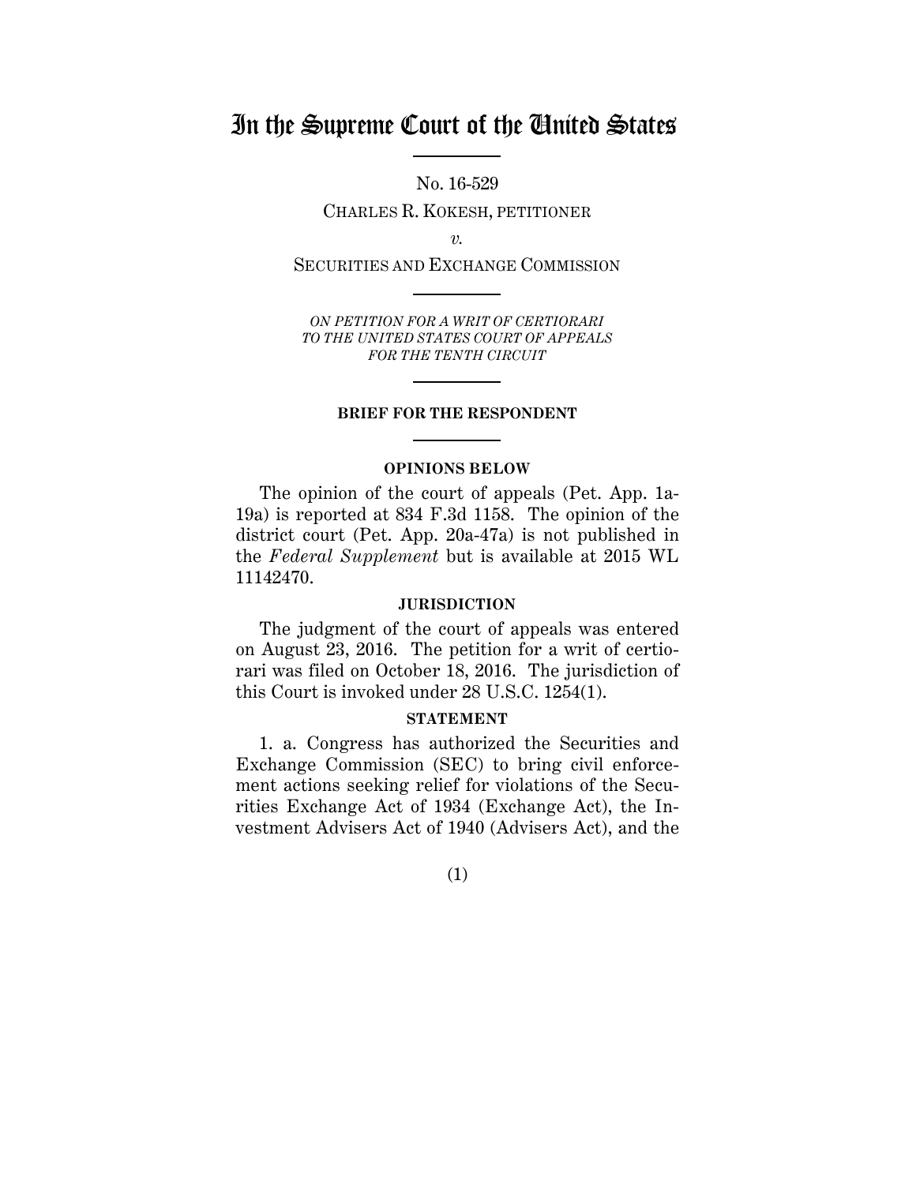# In the Supreme Court of the United States

No. 16-529

CHARLES R. KOKESH, PETITIONER

*v.*

SECURITIES AND EXCHANGE COMMISSION

*ON PETITION FOR A WRIT OF CERTIORARI TO THE UNITED STATES COURT OF APPEALS FOR THE TENTH CIRCUIT*

**BRIEF FOR THE RESPONDENT**

## OPINIONS BELOW

The opinion of the court of appeals (Pet. App. 1a-19a) is reported at 834 F.3d 1158. The opinion of the district court (Pet. App. 20a-47a) is not published in the *Federal Supplement* but is available at 2015 WL 11142470.

## JURISDICTION

The judgment of the court of appeals was entered on August 23, 2016. The petition for a writ of certiorari was filed on October 18, 2016. The jurisdiction of this Court is invoked under 28 U.S.C. 1254(1).

## STATEMENT

1. a. Congress has authorized the Securities and Exchange Commission (SEC) to bring civil enforcement actions seeking relief for violations of the Securities Exchange Act of 1934 (Exchange Act), the Investment Advisers Act of 1940 (Advisers Act), and the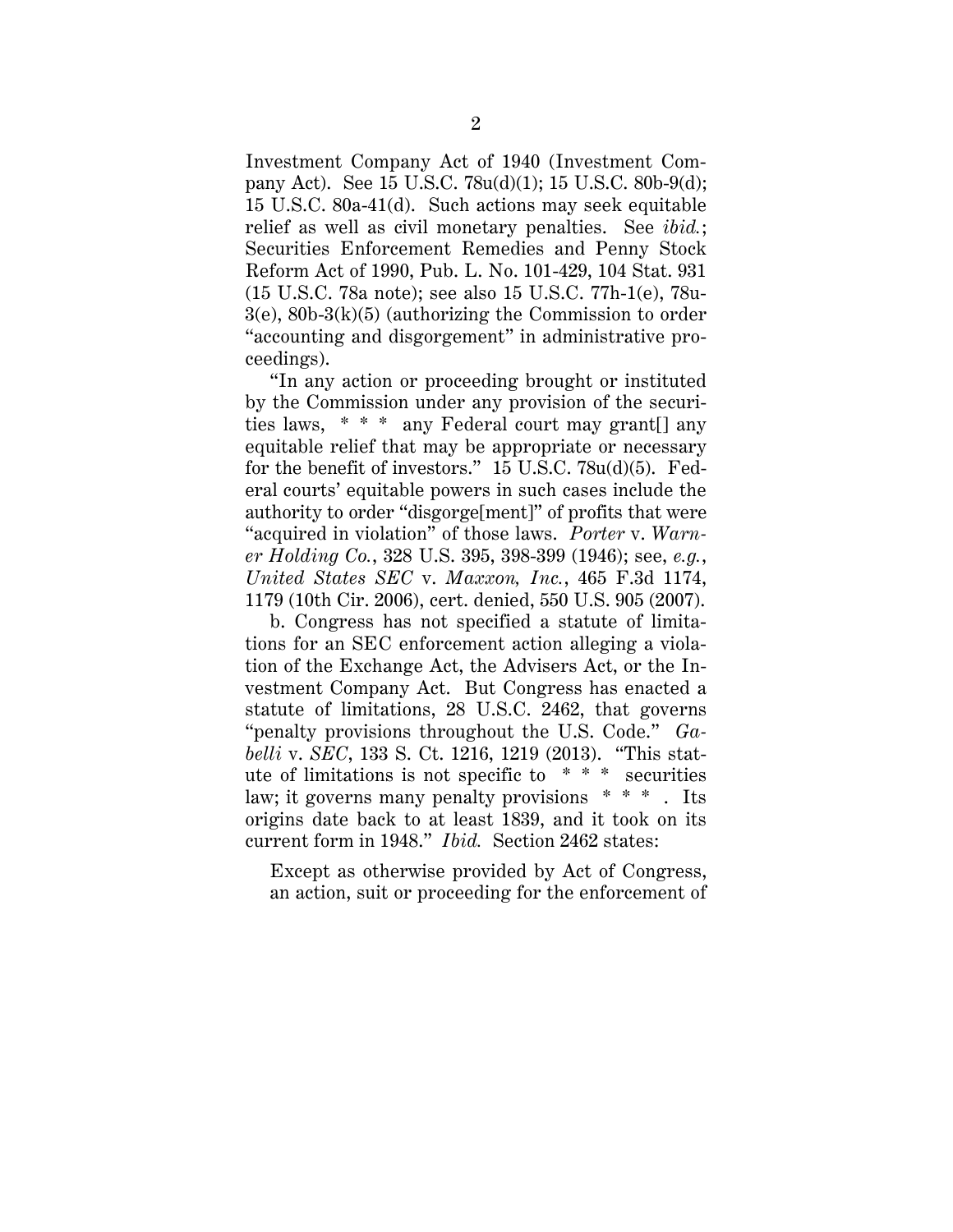Investment Company Act of 1940 (Investment Company Act). See 15 U.S.C. 78u(d)(1); 15 U.S.C. 80b-9(d); 15 U.S.C. 80a-41(d). Such actions may seek equitable relief as well as civil monetary penalties. See *ibid.*; Securities Enforcement Remedies and Penny Stock Reform Act of 1990, Pub. L. No. 101-429, 104 Stat. 931 (15 U.S.C. 78a note); see also 15 U.S.C. 77h-1(e), 78u-3(e), 80b-3(k)(5) (authorizing the Commission to order "accounting and disgorgement" in administrative proceedings).

"In any action or proceeding brought or instituted by the Commission under any provision of the securities laws, * * * any Federal court may grant[] any equitable relief that may be appropriate or necessary for the benefit of investors." 15 U.S.C. 78u(d)(5). Federal courts' equitable powers in such cases include the authority to order "disgorge[ment]" of profits that were "acquired in violation" of those laws. *Porter* v. *Warner Holding Co.*, 328 U.S. 395, 398-399 (1946); see, *e.g.*, *United States SEC* v. *Maxxon, Inc.*, 465 F.3d 1174, 1179 (10th Cir. 2006), cert. denied, 550 U.S. 905 (2007).

b. Congress has not specified a statute of limitations for an SEC enforcement action alleging a violation of the Exchange Act, the Advisers Act, or the Investment Company Act. But Congress has enacted a statute of limitations, 28 U.S.C. 2462, that governs "penalty provisions throughout the U.S. Code." *Gabelli* v. *SEC*, 133 S. Ct. 1216, 1219 (2013). "This statute of limitations is not specific to * * * securities law; it governs many penalty provisions * * * . Its origins date back to at least 1839, and it took on its current form in 1948." *Ibid.* Section 2462 states:

> Except as otherwise provided by Act of Congress, an action, suit or proceeding for the enforcement of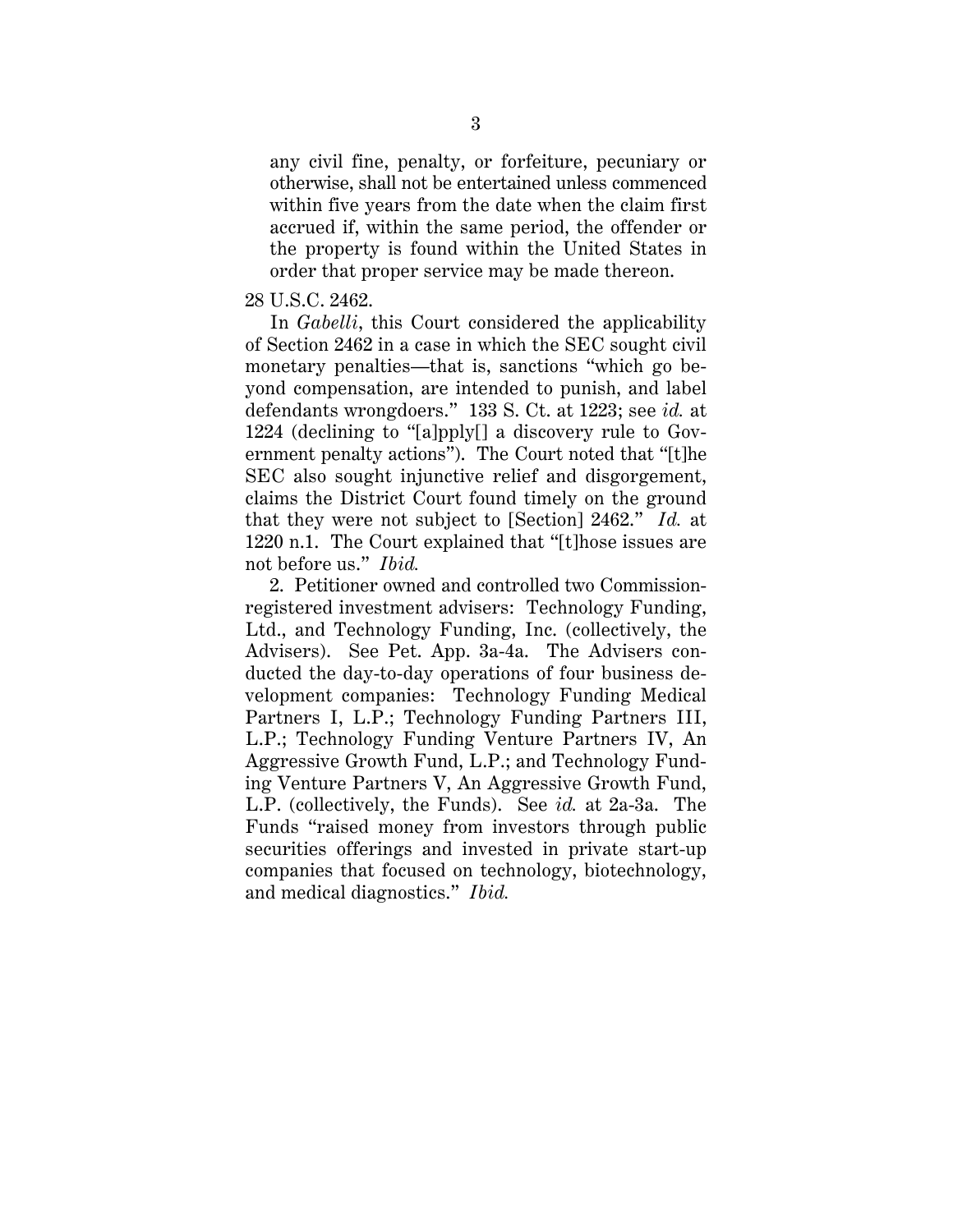> any civil fine, penalty, or forfeiture, pecuniary or otherwise, shall not be entertained unless commenced within five years from the date when the claim first accrued if, within the same period, the offender or the property is found within the United States in order that proper service may be made thereon.

28 U.S.C. 2462.

In *Gabelli*, this Court considered the applicability of Section 2462 in a case in which the SEC sought civil monetary penalties—that is, sanctions "which go beyond compensation, are intended to punish, and label defendants wrongdoers." 133 S. Ct. at 1223; see *id.* at 1224 (declining to "[a]pply[] a discovery rule to Government penalty actions"). The Court noted that "[t]he SEC also sought injunctive relief and disgorgement, claims the District Court found timely on the ground that they were not subject to [Section] 2462." *Id.* at 1220 n.1. The Court explained that "[t]hose issues are not before us." *Ibid.*

2. Petitioner owned and controlled two Commission-registered investment advisers: Technology Funding, Ltd., and Technology Funding, Inc. (collectively, the Advisers). See Pet. App. 3a-4a. The Advisers conducted the day-to-day operations of four business development companies: Technology Funding Medical Partners I, L.P.; Technology Funding Partners III, L.P.; Technology Funding Venture Partners IV, An Aggressive Growth Fund, L.P.; and Technology Funding Venture Partners V, An Aggressive Growth Fund, L.P. (collectively, the Funds). See *id.* at 2a-3a. The Funds "raised money from investors through public securities offerings and invested in private start-up companies that focused on technology, biotechnology, and medical diagnostics." *Ibid.*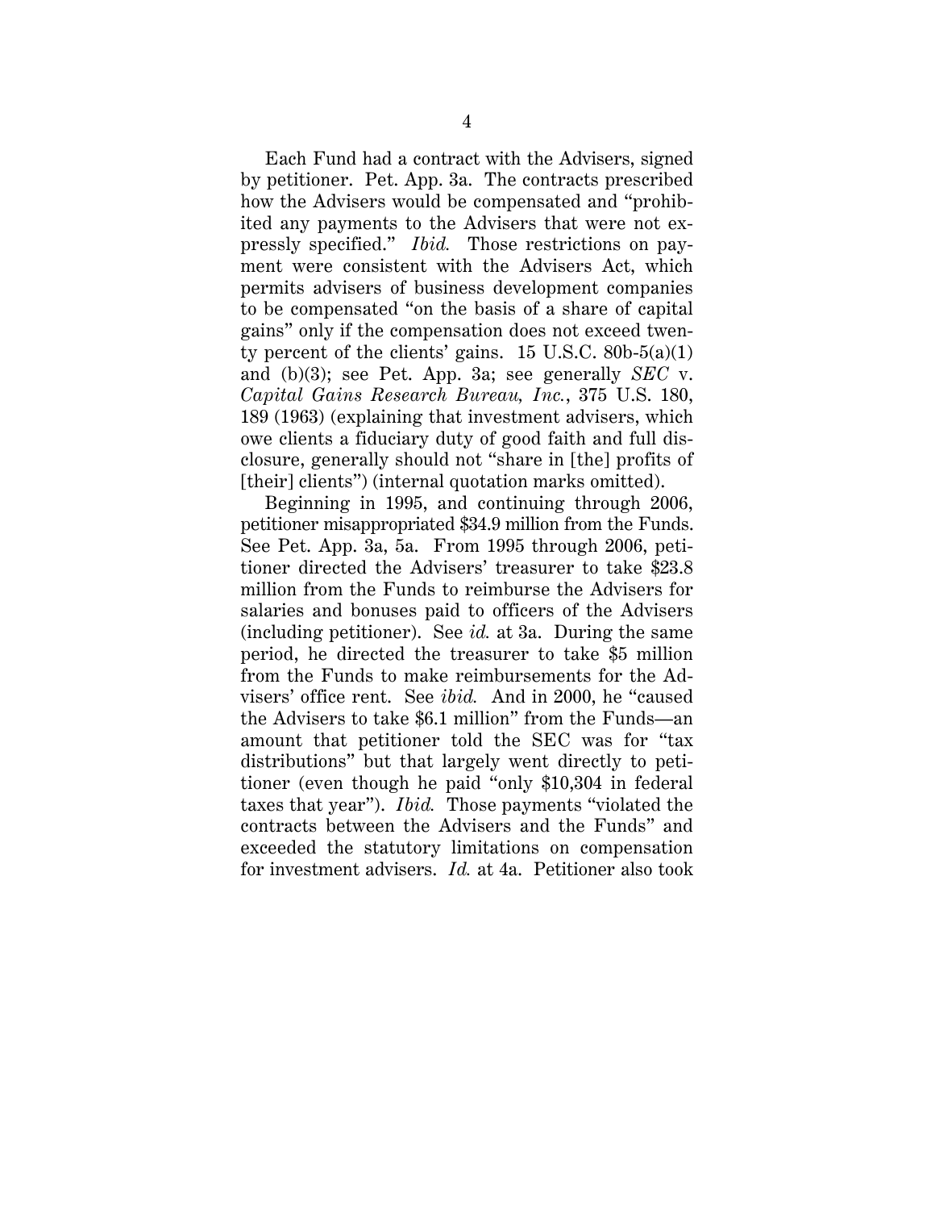Each Fund had a contract with the Advisers, signed by petitioner. Pet. App. 3a. The contracts prescribed how the Advisers would be compensated and "prohibited any payments to the Advisers that were not expressly specified." *Ibid.* Those restrictions on payment were consistent with the Advisers Act, which permits advisers of business development companies to be compensated "on the basis of a share of capital gains" only if the compensation does not exceed twenty percent of the clients' gains. 15 U.S.C. 80b-5(a)(1) and (b)(3); see Pet. App. 3a; see generally *SEC* v. *Capital Gains Research Bureau, Inc.*, 375 U.S. 180, 189 (1963) (explaining that investment advisers, which owe clients a fiduciary duty of good faith and full disclosure, generally should not "share in [the] profits of [their] clients") (internal quotation marks omitted).

Beginning in 1995, and continuing through 2006, petitioner misappropriated $34.9 million from the Funds. See Pet. App. 3a, 5a. From 1995 through 2006, petitioner directed the Advisers' treasurer to take $23.8 million from the Funds to reimburse the Advisers for salaries and bonuses paid to officers of the Advisers (including petitioner). See *id.* at 3a. During the same period, he directed the treasurer to take $5 million from the Funds to make reimbursements for the Advisers' office rent. See *ibid.* And in 2000, he "caused the Advisers to take $6.1 million" from the Funds—an amount that petitioner told the SEC was for "tax distributions" but that largely went directly to petitioner (even though he paid "only $10,304 in federal taxes that year"). *Ibid.* Those payments "violated the contracts between the Advisers and the Funds" and exceeded the statutory limitations on compensation for investment advisers. *Id.* at 4a. Petitioner also took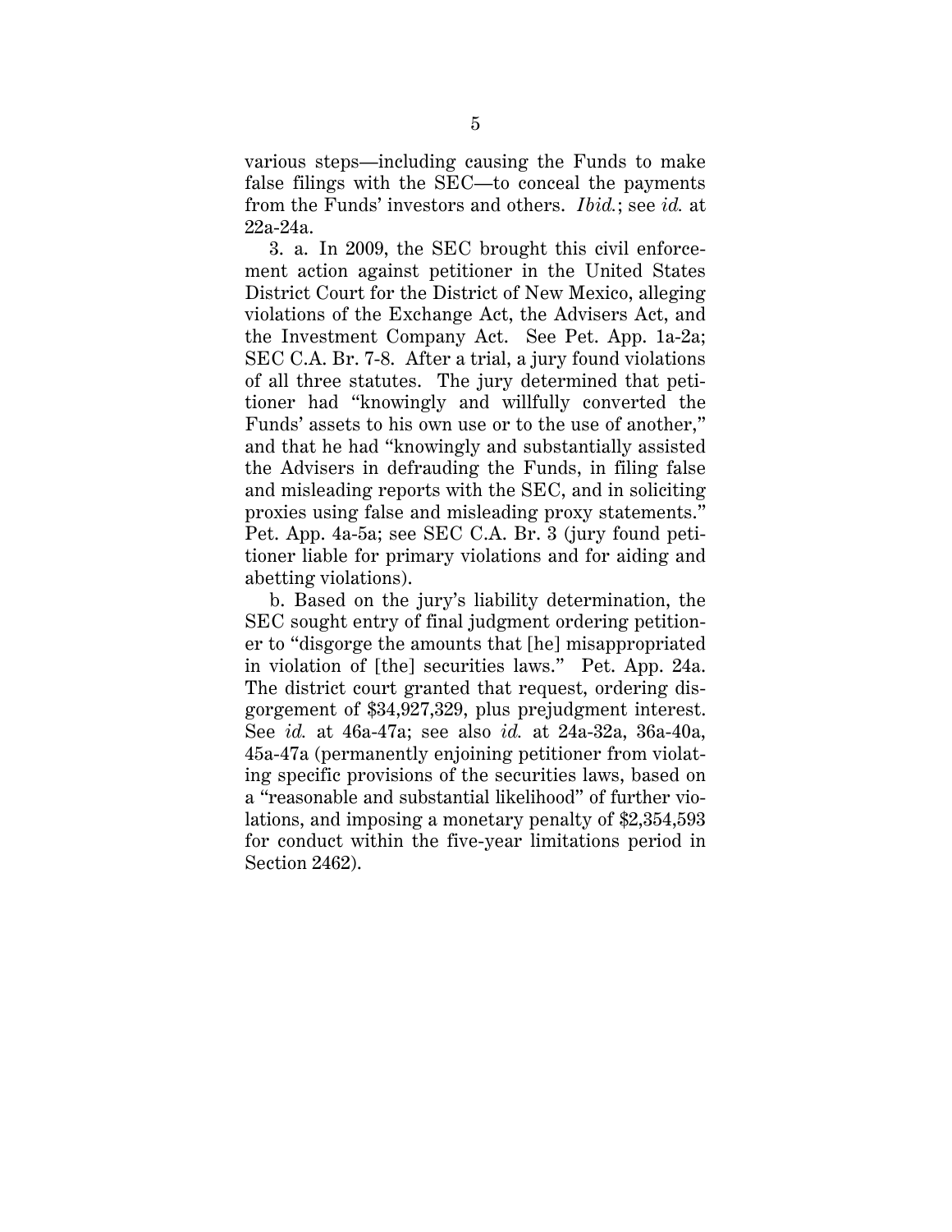various steps—including causing the Funds to make false filings with the SEC—to conceal the payments from the Funds' investors and others. *Ibid.*; see *id.* at 22a-24a.

3. a. In 2009, the SEC brought this civil enforcement action against petitioner in the United States District Court for the District of New Mexico, alleging violations of the Exchange Act, the Advisers Act, and the Investment Company Act. See Pet. App. 1a-2a; SEC C.A. Br. 7-8. After a trial, a jury found violations of all three statutes. The jury determined that petitioner had "knowingly and willfully converted the Funds' assets to his own use or to the use of another," and that he had "knowingly and substantially assisted the Advisers in defrauding the Funds, in filing false and misleading reports with the SEC, and in soliciting proxies using false and misleading proxy statements." Pet. App. 4a-5a; see SEC C.A. Br. 3 (jury found petitioner liable for primary violations and for aiding and abetting violations).

b. Based on the jury's liability determination, the SEC sought entry of final judgment ordering petitioner to "disgorge the amounts that [he] misappropriated in violation of [the] securities laws." Pet. App. 24a. The district court granted that request, ordering disgorgement of $34,927,329, plus prejudgment interest. See *id.* at 46a-47a; see also *id.* at 24a-32a, 36a-40a, 45a-47a (permanently enjoining petitioner from violating specific provisions of the securities laws, based on a "reasonable and substantial likelihood" of further violations, and imposing a monetary penalty of $2,354,593 for conduct within the five-year limitations period in Section 2462).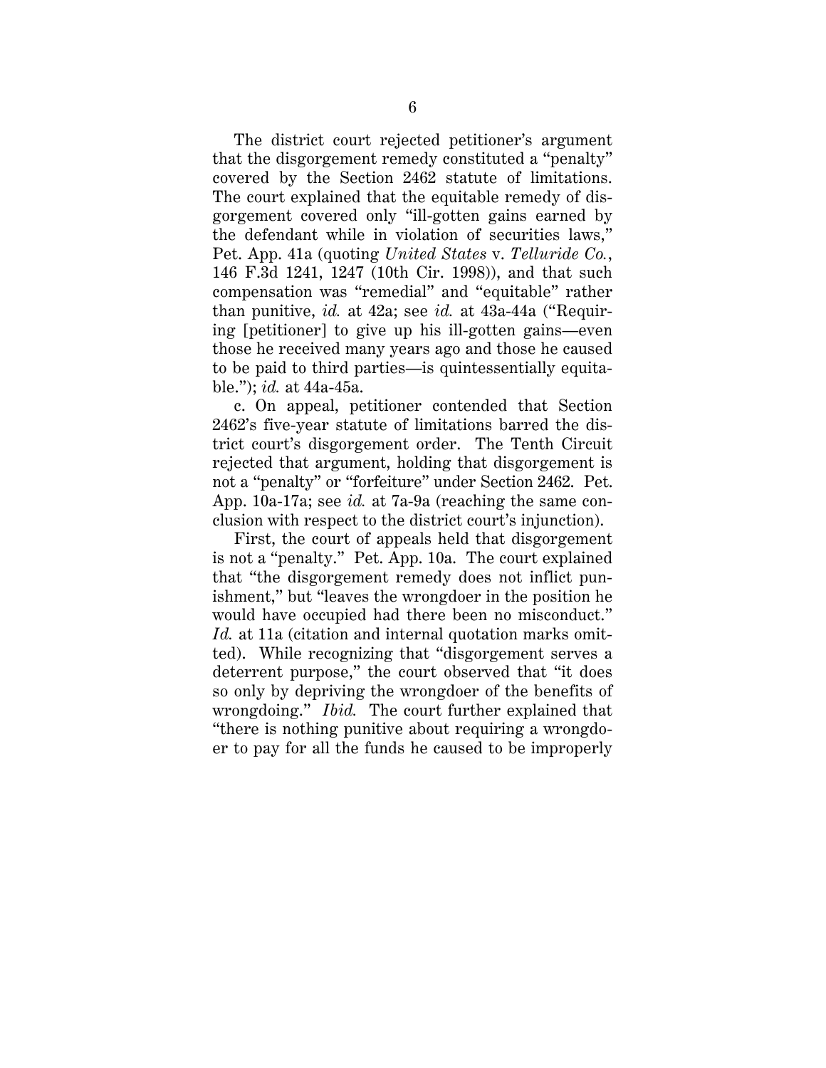The district court rejected petitioner's argument that the disgorgement remedy constituted a "penalty" covered by the Section 2462 statute of limitations. The court explained that the equitable remedy of disgorgement covered only "ill-gotten gains earned by the defendant while in violation of securities laws," Pet. App. 41a (quoting *United States* v. *Telluride Co.*, 146 F.3d 1241, 1247 (10th Cir. 1998)), and that such compensation was "remedial" and "equitable" rather than punitive, *id.* at 42a; see *id.* at 43a-44a ("Requiring [petitioner] to give up his ill-gotten gains—even those he received many years ago and those he caused to be paid to third parties—is quintessentially equitable."); *id.* at 44a-45a.

c. On appeal, petitioner contended that Section 2462's five-year statute of limitations barred the district court's disgorgement order. The Tenth Circuit rejected that argument, holding that disgorgement is not a "penalty" or "forfeiture" under Section 2462. Pet. App. 10a-17a; see *id.* at 7a-9a (reaching the same conclusion with respect to the district court's injunction).

First, the court of appeals held that disgorgement is not a "penalty." Pet. App. 10a. The court explained that "the disgorgement remedy does not inflict punishment," but "leaves the wrongdoer in the position he would have occupied had there been no misconduct." *Id.* at 11a (citation and internal quotation marks omitted). While recognizing that "disgorgement serves a deterrent purpose," the court observed that "it does so only by depriving the wrongdoer of the benefits of wrongdoing." *Ibid.* The court further explained that "there is nothing punitive about requiring a wrongdoer to pay for all the funds he caused to be improperly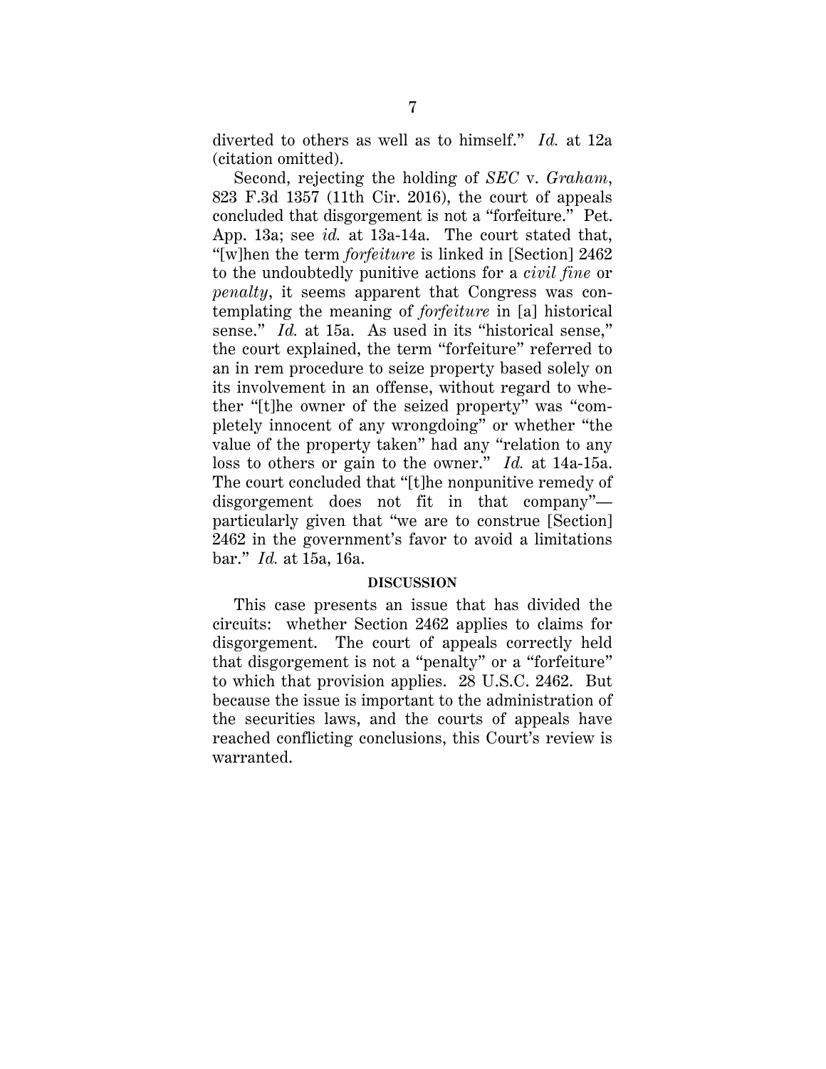diverted to others as well as to himself." *Id.* at 12a (citation omitted).

Second, rejecting the holding of *SEC* v. *Graham*, 823 F.3d 1357 (11th Cir. 2016), the court of appeals concluded that disgorgement is not a "forfeiture." Pet. App. 13a; see *id.* at 13a-14a. The court stated that, "[w]hen the term *forfeiture* is linked in [Section] 2462 to the undoubtedly punitive actions for a *civil fine* or *penalty*, it seems apparent that Congress was contemplating the meaning of *forfeiture* in [a] historical sense." *Id.* at 15a. As used in its "historical sense," the court explained, the term "forfeiture" referred to an in rem procedure to seize property based solely on its involvement in an offense, without regard to whether "[t]he owner of the seized property" was "completely innocent of any wrongdoing" or whether "the value of the property taken" had any "relation to any loss to others or gain to the owner." *Id.* at 14a-15a. The court concluded that "[t]he nonpunitive remedy of disgorgement does not fit in that company"—particularly given that "we are to construe [Section] 2462 in the government's favor to avoid a limitations bar." *Id.* at 15a, 16a.

## DISCUSSION

This case presents an issue that has divided the circuits: whether Section 2462 applies to claims for disgorgement. The court of appeals correctly held that disgorgement is not a "penalty" or a "forfeiture" to which that provision applies. 28 U.S.C. 2462. But because the issue is important to the administration of the securities laws, and the courts of appeals have reached conflicting conclusions, this Court's review is warranted.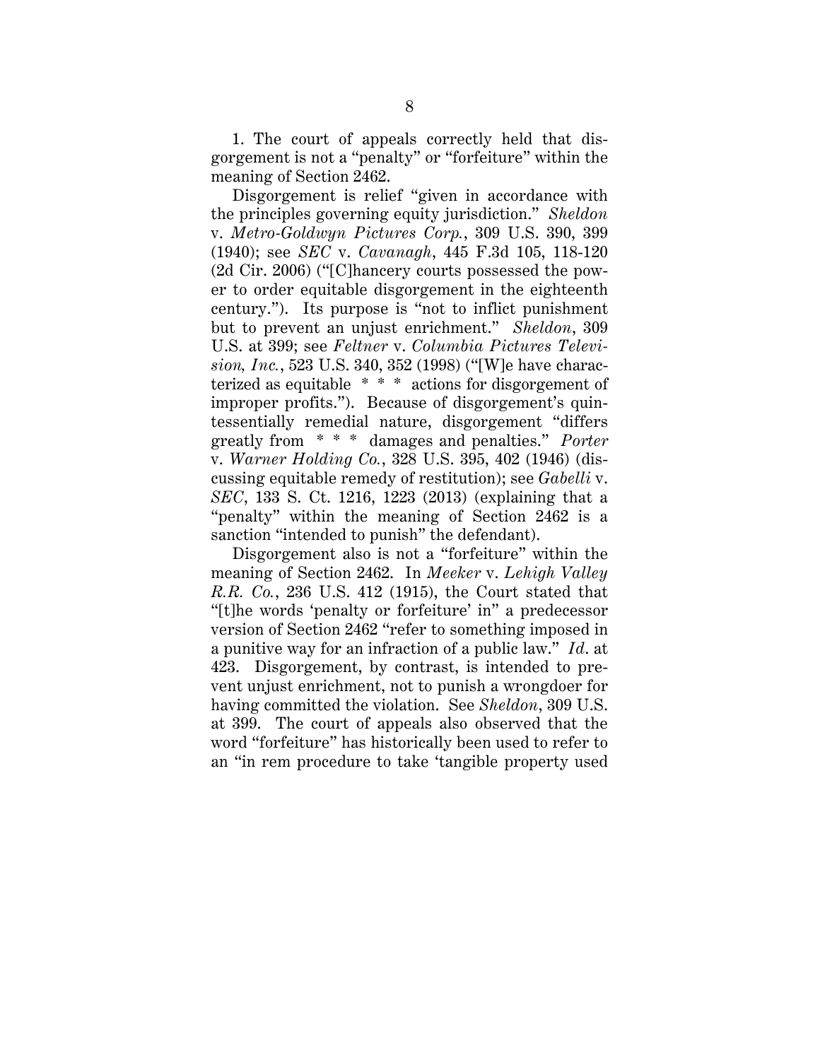1. The court of appeals correctly held that disgorgement is not a "penalty" or "forfeiture" within the meaning of Section 2462.

Disgorgement is relief "given in accordance with the principles governing equity jurisdiction." *Sheldon* v. *Metro-Goldwyn Pictures Corp.*, 309 U.S. 390, 399 (1940); see *SEC* v. *Cavanagh*, 445 F.3d 105, 118-120 (2d Cir. 2006) ("[C]hancery courts possessed the power to order equitable disgorgement in the eighteenth century."). Its purpose is "not to inflict punishment but to prevent an unjust enrichment." *Sheldon*, 309 U.S. at 399; see *Feltner* v. *Columbia Pictures Television, Inc.*, 523 U.S. 340, 352 (1998) ("[W]e have characterized as equitable * * * actions for disgorgement of improper profits."). Because of disgorgement's quintessentially remedial nature, disgorgement "differs greatly from * * * damages and penalties." *Porter* v. *Warner Holding Co.*, 328 U.S. 395, 402 (1946) (discussing equitable remedy of restitution); see *Gabelli* v. *SEC*, 133 S. Ct. 1216, 1223 (2013) (explaining that a "penalty" within the meaning of Section 2462 is a sanction "intended to punish" the defendant).

Disgorgement also is not a "forfeiture" within the meaning of Section 2462. In *Meeker* v. *Lehigh Valley R.R. Co.*, 236 U.S. 412 (1915), the Court stated that "[t]he words 'penalty or forfeiture' in" a predecessor version of Section 2462 "refer to something imposed in a punitive way for an infraction of a public law." *Id*. at 423. Disgorgement, by contrast, is intended to prevent unjust enrichment, not to punish a wrongdoer for having committed the violation. See *Sheldon*, 309 U.S. at 399. The court of appeals also observed that the word "forfeiture" has historically been used to refer to an "in rem procedure to take 'tangible property used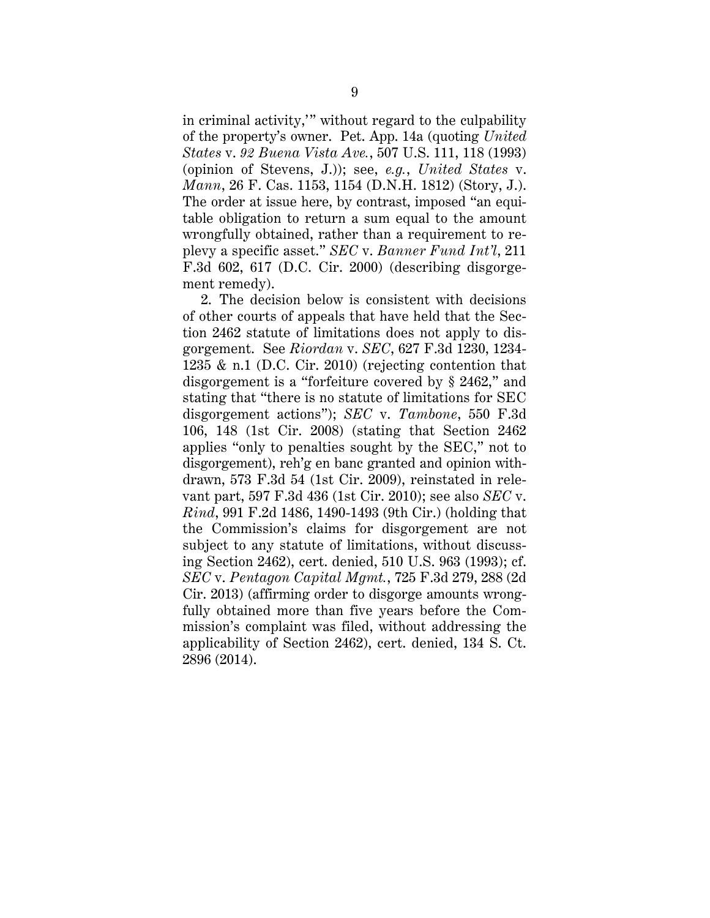in criminal activity,'" without regard to the culpability of the property's owner. Pet. App. 14a (quoting *United States* v. *92 Buena Vista Ave.*, 507 U.S. 111, 118 (1993) (opinion of Stevens, J.)); see, *e.g.*, *United States* v. *Mann*, 26 F. Cas. 1153, 1154 (D.N.H. 1812) (Story, J.). The order at issue here, by contrast, imposed "an equitable obligation to return a sum equal to the amount wrongfully obtained, rather than a requirement to replevy a specific asset." *SEC* v. *Banner Fund Int'l*, 211 F.3d 602, 617 (D.C. Cir. 2000) (describing disgorgement remedy).

2. The decision below is consistent with decisions of other courts of appeals that have held that the Section 2462 statute of limitations does not apply to disgorgement. See *Riordan* v. *SEC*, 627 F.3d 1230, 1234-1235 & n.1 (D.C. Cir. 2010) (rejecting contention that disgorgement is a "forfeiture covered by § 2462," and stating that "there is no statute of limitations for SEC disgorgement actions"); *SEC* v. *Tambone*, 550 F.3d 106, 148 (1st Cir. 2008) (stating that Section 2462 applies "only to penalties sought by the SEC," not to disgorgement), reh'g en banc granted and opinion withdrawn, 573 F.3d 54 (1st Cir. 2009), reinstated in relevant part, 597 F.3d 436 (1st Cir. 2010); see also *SEC* v. *Rind*, 991 F.2d 1486, 1490-1493 (9th Cir.) (holding that the Commission's claims for disgorgement are not subject to any statute of limitations, without discussing Section 2462), cert. denied, 510 U.S. 963 (1993); cf. *SEC* v. *Pentagon Capital Mgmt.*, 725 F.3d 279, 288 (2d Cir. 2013) (affirming order to disgorge amounts wrongfully obtained more than five years before the Commission's complaint was filed, without addressing the applicability of Section 2462), cert. denied, 134 S. Ct. 2896 (2014).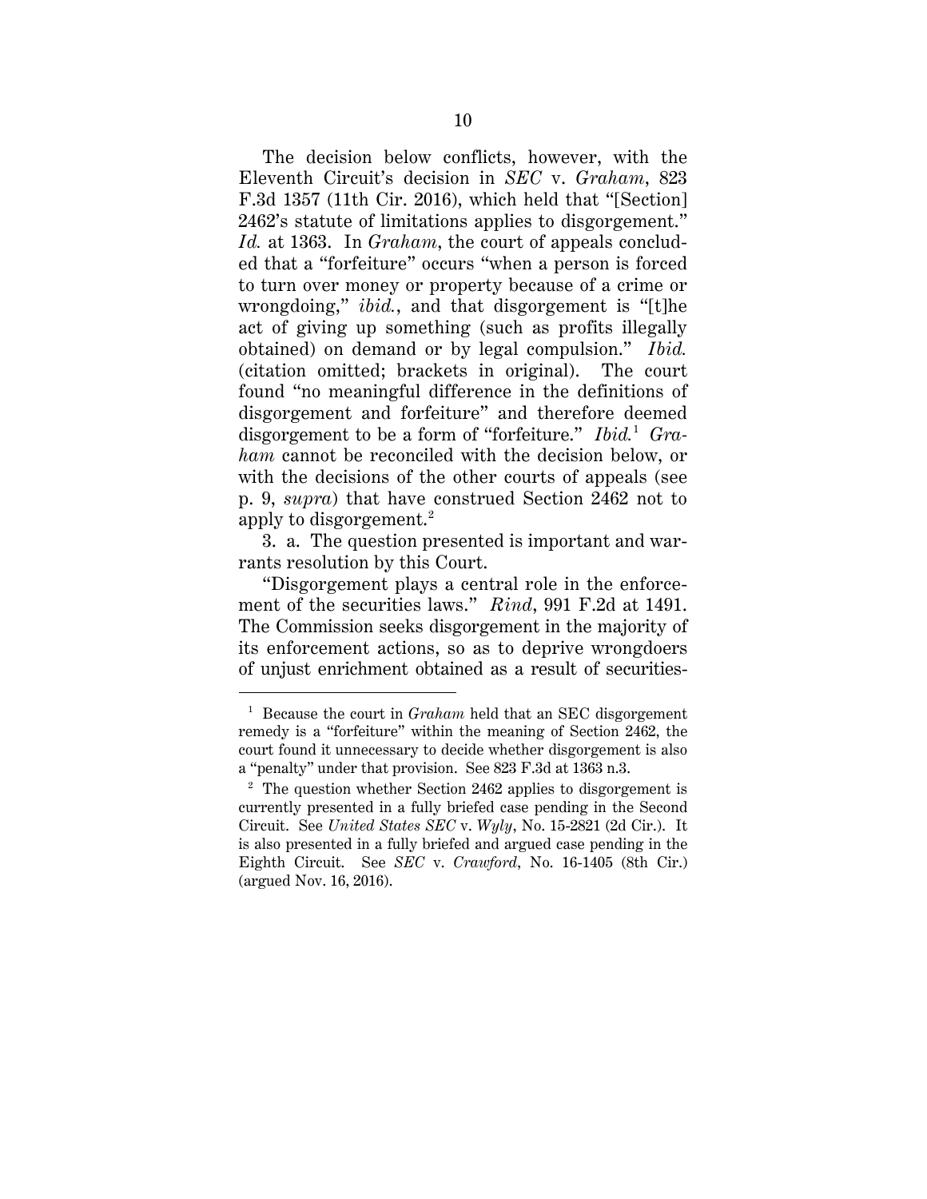The decision below conflicts, however, with the Eleventh Circuit's decision in *SEC* v. *Graham*, 823 F.3d 1357 (11th Cir. 2016), which held that "[Section] 2462's statute of limitations applies to disgorgement." *Id.* at 1363. In *Graham*, the court of appeals concluded that a "forfeiture" occurs "when a person is forced to turn over money or property because of a crime or wrongdoing," *ibid.*, and that disgorgement is "[t]he act of giving up something (such as profits illegally obtained) on demand or by legal compulsion." *Ibid.* (citation omitted; brackets in original). The court found "no meaningful difference in the definitions of disgorgement and forfeiture" and therefore deemed disgorgement to be a form of "forfeiture." *Ibid.*[1] *Graham* cannot be reconciled with the decision below, or with the decisions of the other courts of appeals (see p. 9, *supra*) that have construed Section 2462 not to apply to disgorgement.[2]

3. a. The question presented is important and warrants resolution by this Court.

"Disgorgement plays a central role in the enforcement of the securities laws." *Rind*, 991 F.2d at 1491. The Commission seeks disgorgement in the majority of its enforcement actions, so as to deprive wrongdoers of unjust enrichment obtained as a result of securities-

---

[1] Because the court in *Graham* held that an SEC disgorgement remedy is a "forfeiture" within the meaning of Section 2462, the court found it unnecessary to decide whether disgorgement is also a "penalty" under that provision. See 823 F.3d at 1363 n.3.

[2] The question whether Section 2462 applies to disgorgement is currently presented in a fully briefed case pending in the Second Circuit. See *United States SEC* v. *Wyly*, No. 15-2821 (2d Cir.). It is also presented in a fully briefed and argued case pending in the Eighth Circuit. See *SEC* v. *Crawford*, No. 16-1405 (8th Cir.) (argued Nov. 16, 2016).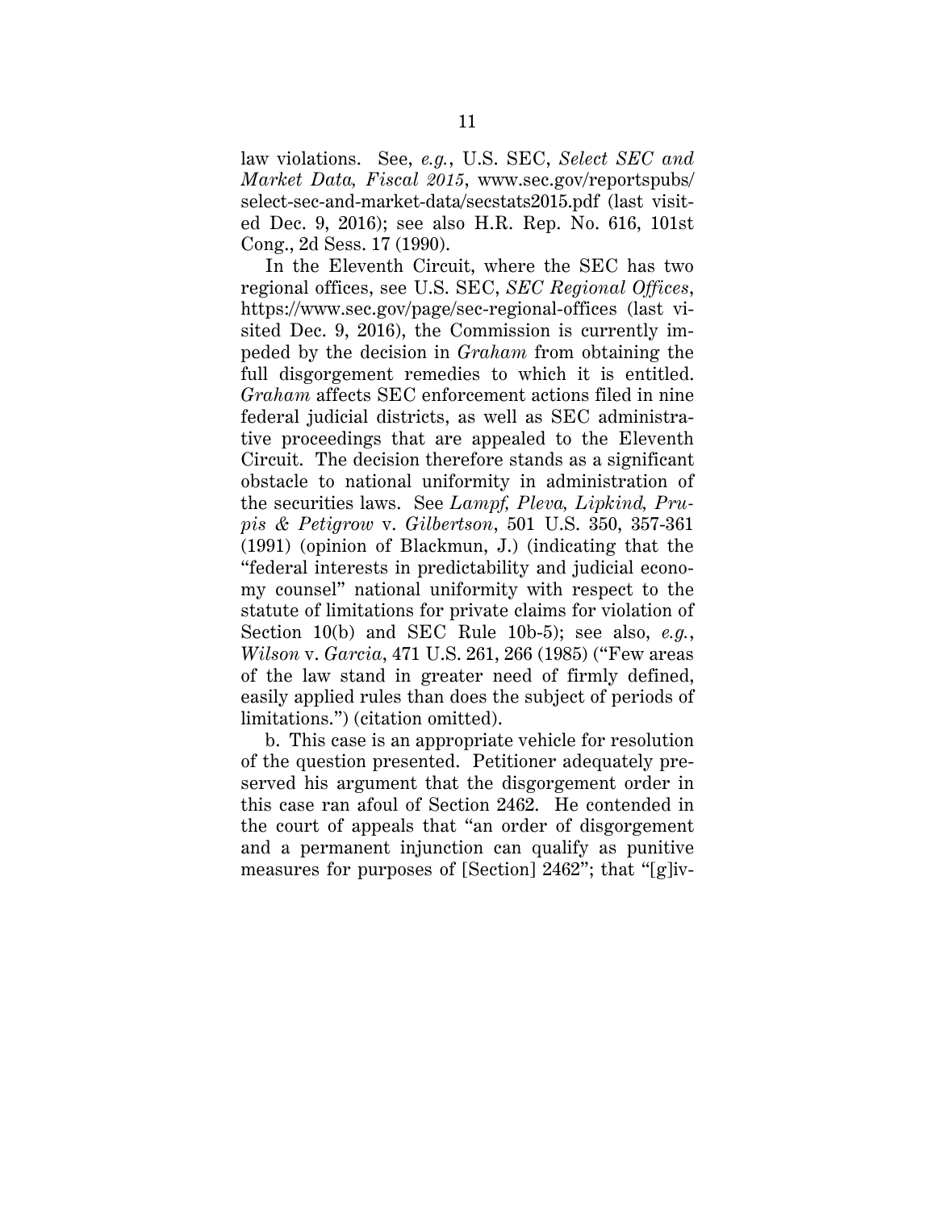law violations. See, *e.g.*, U.S. SEC, *Select SEC and Market Data, Fiscal 2015*, www.sec.gov/reportspubs/select-sec-and-market-data/secstats2015.pdf (last visited Dec. 9, 2016); see also H.R. Rep. No. 616, 101st Cong., 2d Sess. 17 (1990).

In the Eleventh Circuit, where the SEC has two regional offices, see U.S. SEC, *SEC Regional Offices*, https://www.sec.gov/page/sec-regional-offices (last visited Dec. 9, 2016), the Commission is currently impeded by the decision in *Graham* from obtaining the full disgorgement remedies to which it is entitled. *Graham* affects SEC enforcement actions filed in nine federal judicial districts, as well as SEC administrative proceedings that are appealed to the Eleventh Circuit. The decision therefore stands as a significant obstacle to national uniformity in administration of the securities laws. See *Lampf, Pleva, Lipkind, Prupis & Petigrow* v. *Gilbertson*, 501 U.S. 350, 357-361 (1991) (opinion of Blackmun, J.) (indicating that the "federal interests in predictability and judicial economy counsel" national uniformity with respect to the statute of limitations for private claims for violation of Section 10(b) and SEC Rule 10b-5); see also, *e.g.*, *Wilson* v. *Garcia*, 471 U.S. 261, 266 (1985) ("Few areas of the law stand in greater need of firmly defined, easily applied rules than does the subject of periods of limitations.") (citation omitted).

b. This case is an appropriate vehicle for resolution of the question presented. Petitioner adequately preserved his argument that the disgorgement order in this case ran afoul of Section 2462. He contended in the court of appeals that "an order of disgorgement and a permanent injunction can qualify as punitive measures for purposes of [Section] 2462"; that "[g]iv-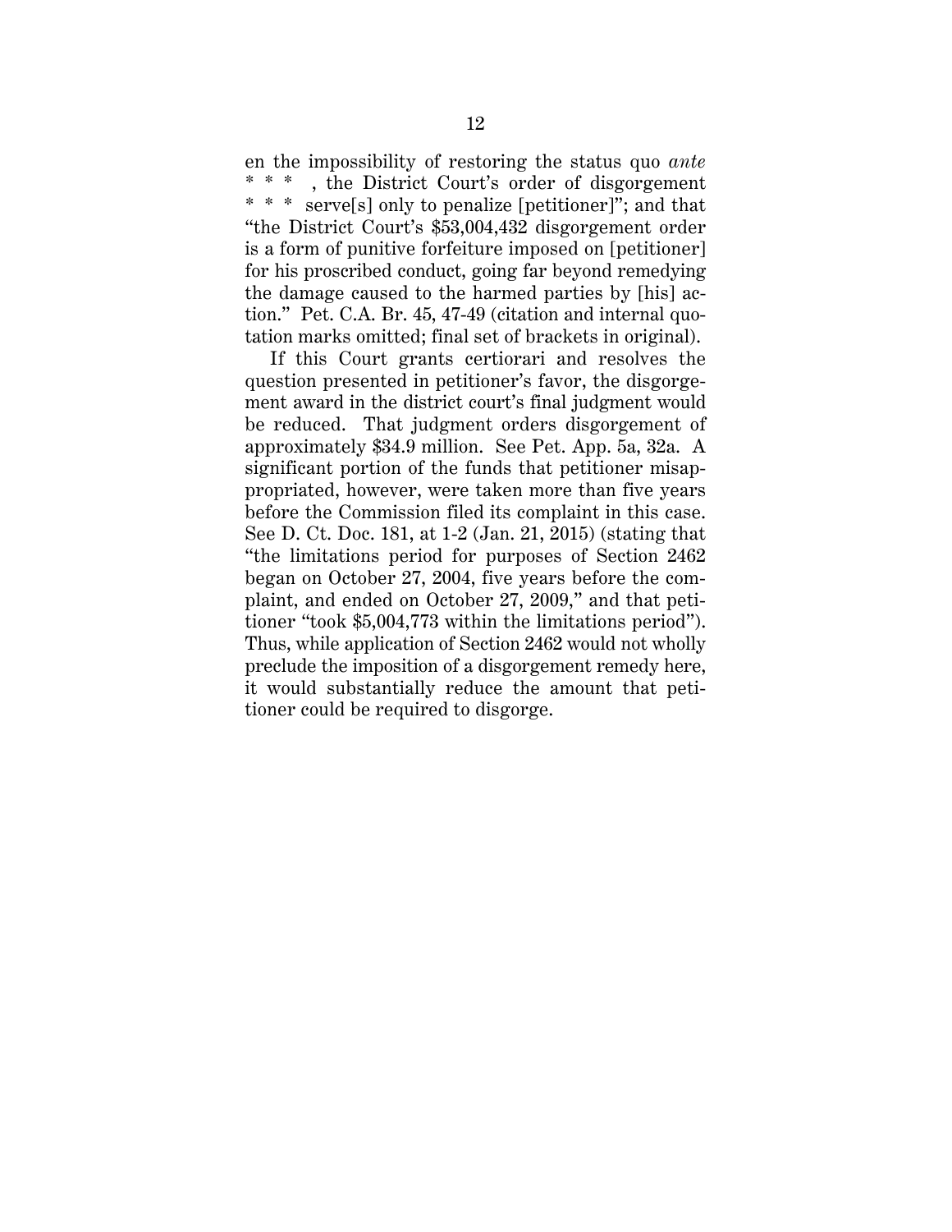en the impossibility of restoring the status quo *ante* * * * , the District Court's order of disgorgement * * * serve[s] only to penalize [petitioner]"; and that "the District Court's $53,004,432 disgorgement order is a form of punitive forfeiture imposed on [petitioner] for his proscribed conduct, going far beyond remedying the damage caused to the harmed parties by [his] action." Pet. C.A. Br. 45, 47-49 (citation and internal quotation marks omitted; final set of brackets in original).

If this Court grants certiorari and resolves the question presented in petitioner's favor, the disgorgement award in the district court's final judgment would be reduced. That judgment orders disgorgement of approximately $34.9 million. See Pet. App. 5a, 32a. A significant portion of the funds that petitioner misappropriated, however, were taken more than five years before the Commission filed its complaint in this case. See D. Ct. Doc. 181, at 1-2 (Jan. 21, 2015) (stating that "the limitations period for purposes of Section 2462 began on October 27, 2004, five years before the complaint, and ended on October 27, 2009," and that petitioner "took $5,004,773 within the limitations period"). Thus, while application of Section 2462 would not wholly preclude the imposition of a disgorgement remedy here, it would substantially reduce the amount that petitioner could be required to disgorge.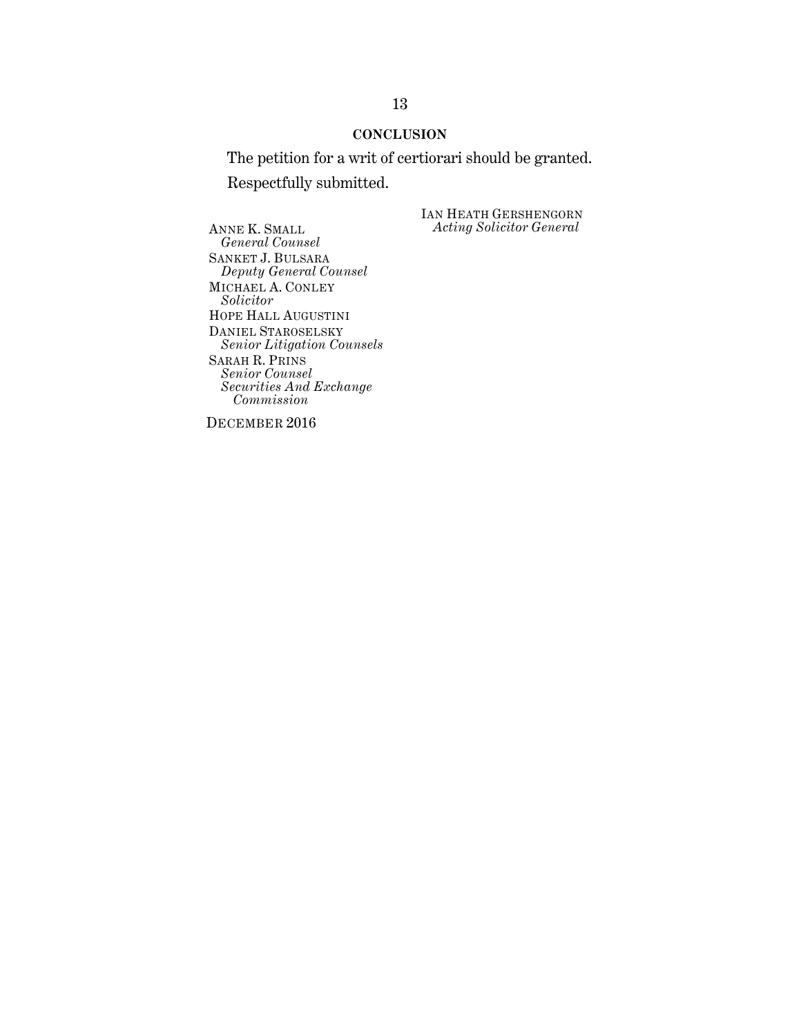## CONCLUSION

The petition for a writ of certiorari should be granted.

Respectfully submitted.

IAN HEATH GERSHENGORN
*Acting Solicitor General*

ANNE K. SMALL
*General Counsel*
SANKET J. BULSARA
*Deputy General Counsel*
MICHAEL A. CONLEY
*Solicitor*
HOPE HALL AUGUSTINI
DANIEL STAROSELSKY
*Senior Litigation Counsels*
SARAH R. PRINS
*Senior Counsel*
*Securities And Exchange Commission*

DECEMBER 2016